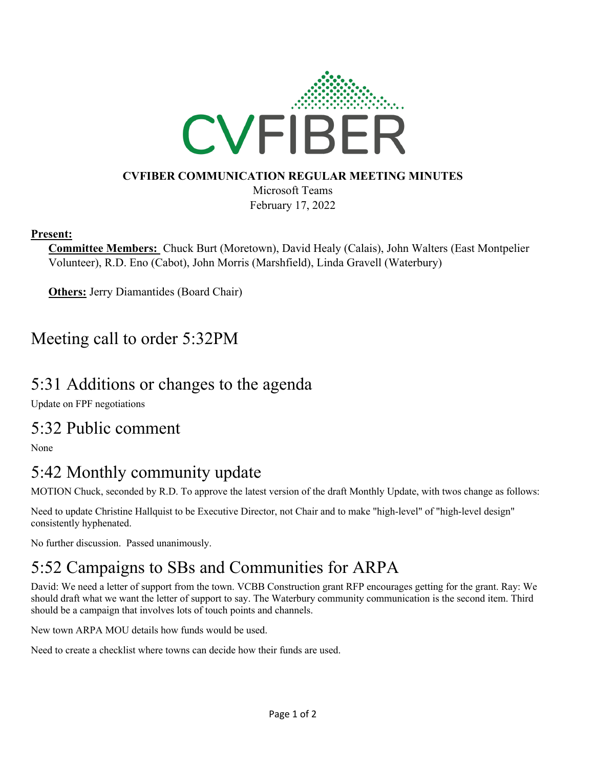**CVFIBER COMMUNICATION REGULAR MEETING MINUTES**

Microsoft Teams

February 17, 2022

**Present:**

**Committee Members:** Chuck Burt (Moretown), David Healy (Calais), John Walters (East Montpelier Volunteer), R.D. Eno (Cabot), John Morris (Marshfield), Linda Gravell (Waterbury)

**Others:** Jerry Diamantides (Board Chair)

# Meeting call to order 5:32PM

## 5:31 Additions or changes to the agenda

Update on FPF negotiations

## 5:32 Public comment

None

## 5:42 Monthly community update

MOTION Chuck, seconded by R.D. To approve the latest version of the draft Monthly Update, with twos change as follows:

Need to update Christine Hallquist to be Executive Director, not Chair and to make "high-level" of "high-level design" consistently hyphenated.

No further discussion. Passed unanimously.

## 5:52 Campaigns to SBs and Communities for ARPA

David: We need a letter of support from the town. VCBB Construction grant RFP encourages getting for the grant. Ray: We should draft what we want the letter of support to say. The Waterbury community communication is the second item. Third should be a campaign that involves lots of touch points and channels.

New town ARPA MOU details how funds would be used.

Need to create a checklist where towns can decide how their funds are used.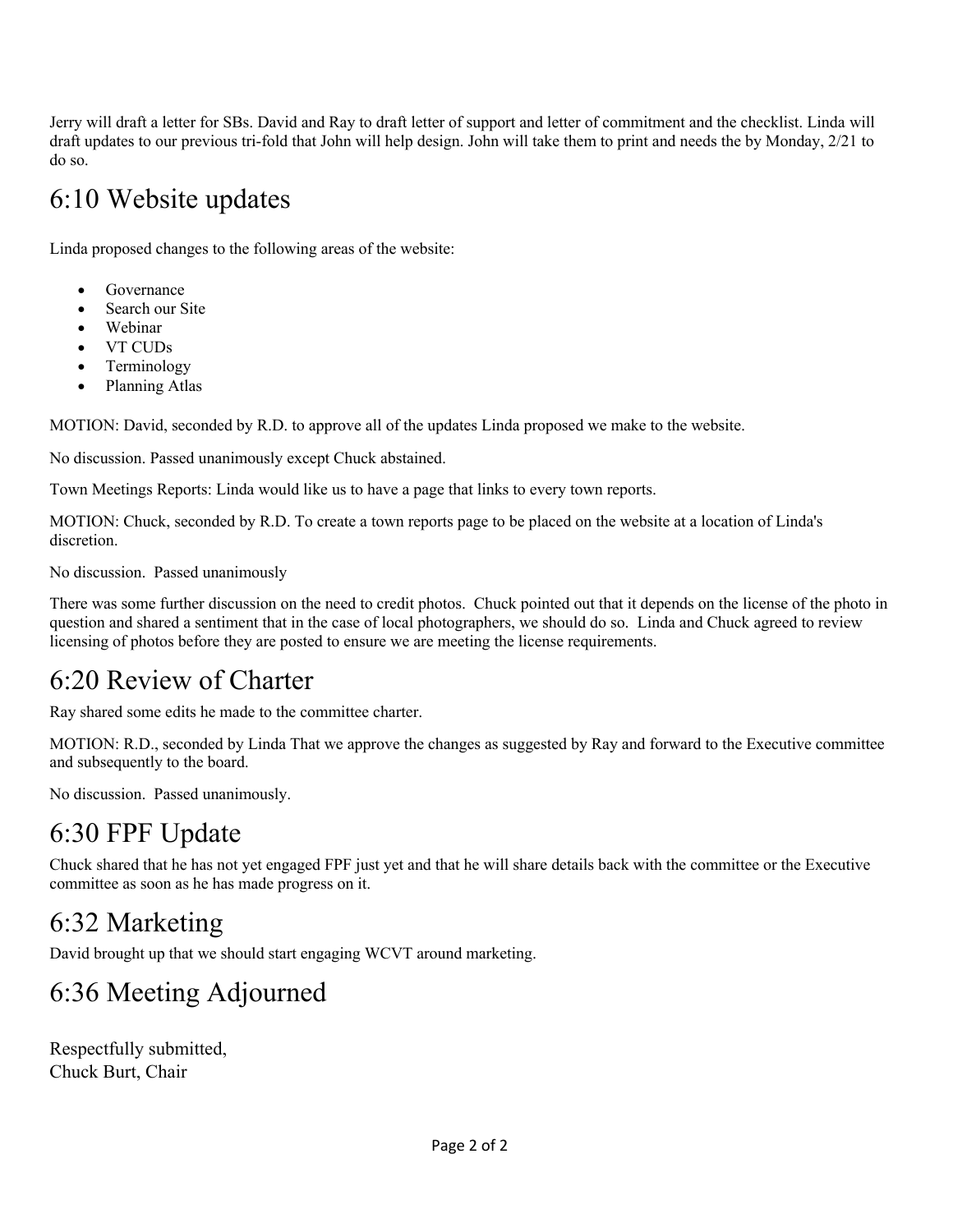Jerry will draft a letter for SBs. David and Ray to draft letter of support and letter of commitment and the checklist. Linda will draft updates to our previous tri-fold that John will help design. John will take them to print and needs the by Monday, 2/21 to do so.

## 6:10 Website updates

Linda proposed changes to the following areas of the website:

- Governance
- Search our Site
- Webinar
- VT CUDs
- Terminology
- Planning Atlas

MOTION: David, seconded by R.D. to approve all of the updates Linda proposed we make to the website.

No discussion. Passed unanimously except Chuck abstained.

Town Meetings Reports: Linda would like us to have a page that links to every town reports.

MOTION: Chuck, seconded by R.D. To create a town reports page to be placed on the website at a location of Linda's discretion.

No discussion. Passed unanimously

There was some further discussion on the need to credit photos. Chuck pointed out that it depends on the license of the photo in question and shared a sentiment that in the case of local photographers, we should do so. Linda and Chuck agreed to review licensing of photos before they are posted to ensure we are meeting the license requirements.

## 6:20 Review of Charter

Ray shared some edits he made to the committee charter.

MOTION: R.D., seconded by Linda That we approve the changes as suggested by Ray and forward to the Executive committee and subsequently to the board.

No discussion. Passed unanimously.

## 6:30 FPF Update

Chuck shared that he has not yet engaged FPF just yet and that he will share details back with the committee or the Executive committee as soon as he has made progress on it.

## 6:32 Marketing

David brought up that we should start engaging WCVT around marketing.

## 6:36 Meeting Adjourned

Respectfully submitted,
Chuck Burt, Chair